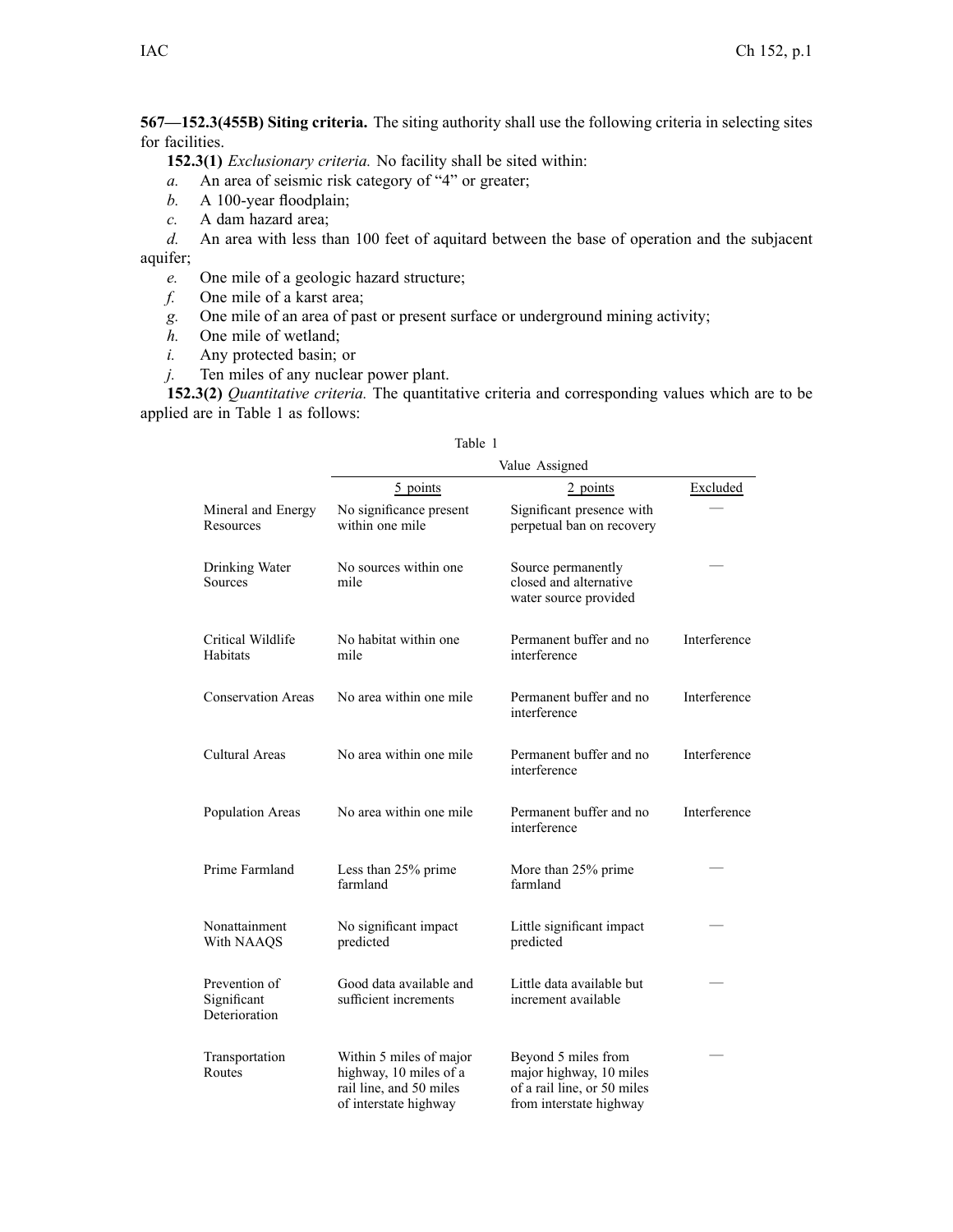**567—152.3(455B) Siting criteria.** The siting authority shall use the following criteria in selecting sites for facilities.

**152.3(1)** *Exclusionary criteria.* No facility shall be sited within:

*a.* An area of seismic risk category of "4" or greater;

*b.* A 100-year floodplain;

*c.* A dam hazard area;

*d.* An area with less than 100 feet of aquitard between the base of operation and the subjacent aquifer;

*e.* One mile of a geologic hazard structure;

*f.* One mile of a karst area;

*g.* One mile of an area of past or present surface or underground mining activity;

*h.* One mile of wetland;

*i.* Any protected basin; or

*j.* Ten miles of any nuclear power plant.

**152.3(2)** *Quantitative criteria.* The quantitative criteria and corresponding values which are to be applied are in Table 1 as follows:

Table 1

| | Value Assigned | | |
|---|---|---|---|
| | 5 points | 2 points | Excluded |
| Mineral and Energy Resources | No significance present within one mile | Significant presence with perpetual ban on recovery | — |
| Drinking Water Sources | No sources within one mile | Source permanently closed and alternative water source provided | — |
| Critical Wildlife Habitats | No habitat within one mile | Permanent buffer and no interference | Interference |
| Conservation Areas | No area within one mile | Permanent buffer and no interference | Interference |
| Cultural Areas | No area within one mile | Permanent buffer and no interference | Interference |
| Population Areas | No area within one mile | Permanent buffer and no interference | Interference |
| Prime Farmland | Less than 25% prime farmland | More than 25% prime farmland | — |
| Nonattainment With NAAQS | No significant impact predicted | Little significant impact predicted | — |
| Prevention of Significant Deterioration | Good data available and sufficient increments | Little data available but increment available | — |
| Transportation Routes | Within 5 miles of major highway, 10 miles of a rail line, and 50 miles of interstate highway | Beyond 5 miles from major highway, 10 miles of a rail line, or 50 miles from interstate highway | — |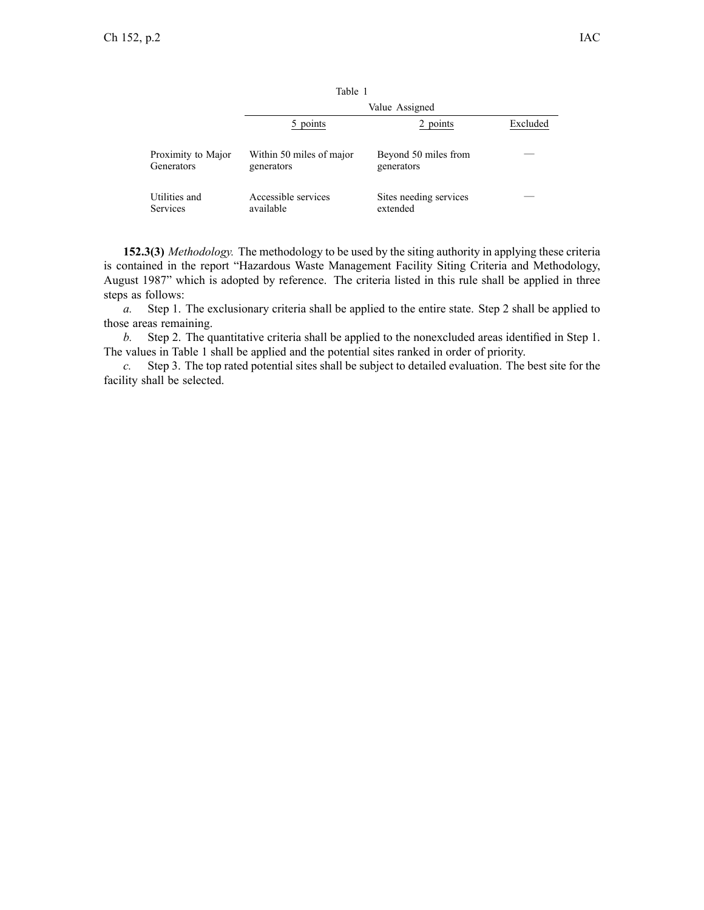Table 1

| | Value Assigned | | |
|---|---|---|---|
| | 5 points | 2 points | Excluded |
| Proximity to Major Generators | Within 50 miles of major generators | Beyond 50 miles from generators | — |
| Utilities and Services | Accessible services available | Sites needing services extended | — |

**152.3(3)** *Methodology.* The methodology to be used by the siting authority in applying these criteria is contained in the report "Hazardous Waste Management Facility Siting Criteria and Methodology, August 1987" which is adopted by reference. The criteria listed in this rule shall be applied in three steps as follows:

*a.* Step 1. The exclusionary criteria shall be applied to the entire state. Step 2 shall be applied to those areas remaining.

*b.* Step 2. The quantitative criteria shall be applied to the nonexcluded areas identified in Step 1. The values in Table 1 shall be applied and the potential sites ranked in order of priority.

*c.* Step 3. The top rated potential sites shall be subject to detailed evaluation. The best site for the facility shall be selected.